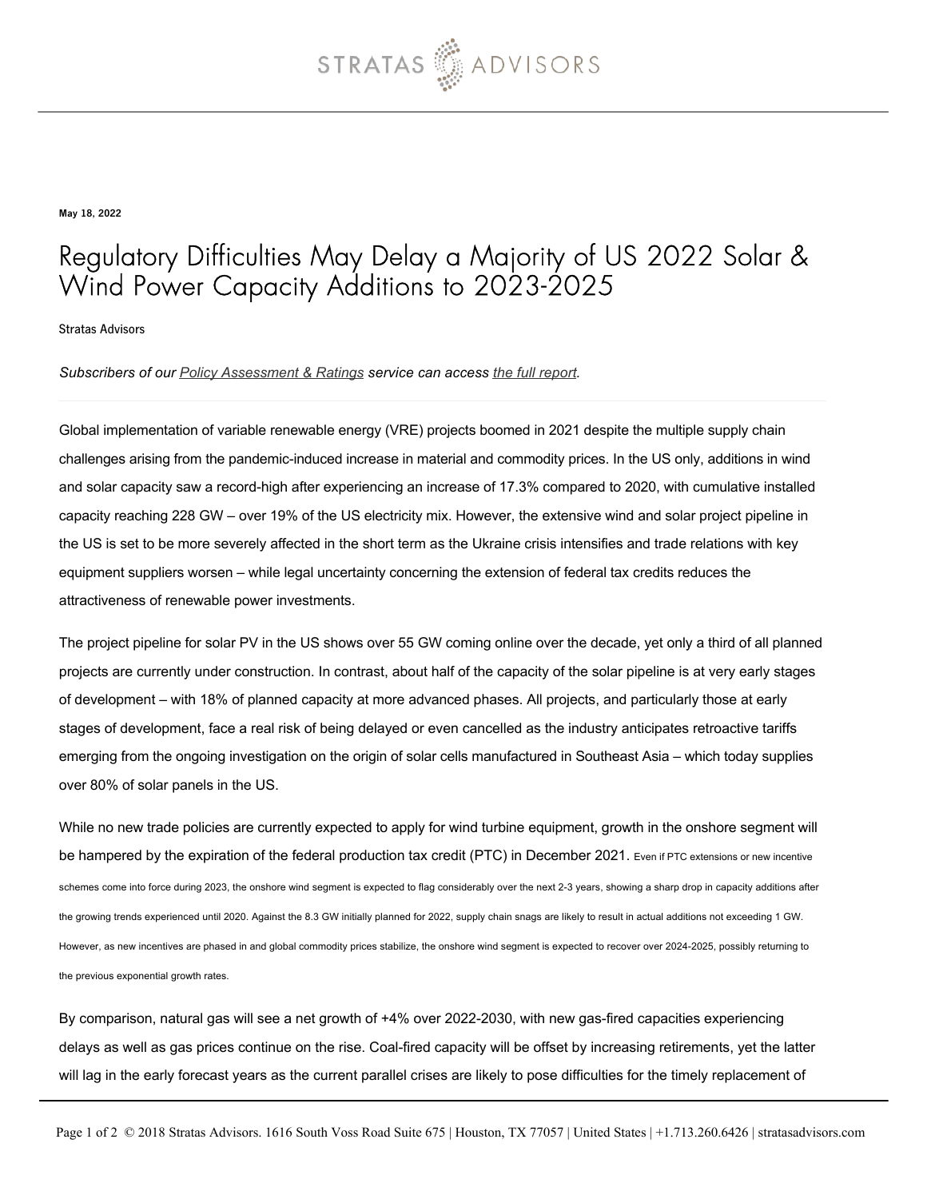May 18, 2022

# Regulatory Difficulties May Delay a Majority of US 2022 Solar & Wind Power Capacity Additions to 2023-2025

Stratas Advisors

*Subscribers of our Policy Assessment & Ratings service can access the full report.*

---

Global implementation of variable renewable energy (VRE) projects boomed in 2021 despite the multiple supply chain challenges arising from the pandemic-induced increase in material and commodity prices. In the US only, additions in wind and solar capacity saw a record-high after experiencing an increase of 17.3% compared to 2020, with cumulative installed capacity reaching 228 GW – over 19% of the US electricity mix. However, the extensive wind and solar project pipeline in the US is set to be more severely affected in the short term as the Ukraine crisis intensifies and trade relations with key equipment suppliers worsen – while legal uncertainty concerning the extension of federal tax credits reduces the attractiveness of renewable power investments.

The project pipeline for solar PV in the US shows over 55 GW coming online over the decade, yet only a third of all planned projects are currently under construction. In contrast, about half of the capacity of the solar pipeline is at very early stages of development – with 18% of planned capacity at more advanced phases. All projects, and particularly those at early stages of development, face a real risk of being delayed or even cancelled as the industry anticipates retroactive tariffs emerging from the ongoing investigation on the origin of solar cells manufactured in Southeast Asia – which today supplies over 80% of solar panels in the US.

While no new trade policies are currently expected to apply for wind turbine equipment, growth in the onshore segment will be hampered by the expiration of the federal production tax credit (PTC) in December 2021. Even if PTC extensions or new incentive schemes come into force during 2023, the onshore wind segment is expected to flag considerably over the next 2-3 years, showing a sharp drop in capacity additions after the growing trends experienced until 2020. Against the 8.3 GW initially planned for 2022, supply chain snags are likely to result in actual additions not exceeding 1 GW. However, as new incentives are phased in and global commodity prices stabilize, the onshore wind segment is expected to recover over 2024-2025, possibly returning to the previous exponential growth rates.

By comparison, natural gas will see a net growth of +4% over 2022-2030, with new gas-fired capacities experiencing delays as well as gas prices continue on the rise. Coal-fired capacity will be offset by increasing retirements, yet the latter will lag in the early forecast years as the current parallel crises are likely to pose difficulties for the timely replacement of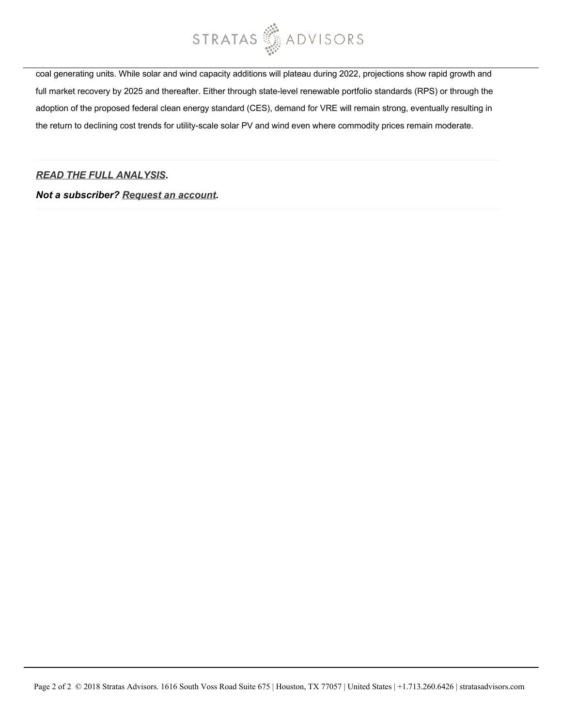coal generating units. While solar and wind capacity additions will plateau during 2022, projections show rapid growth and full market recovery by 2025 and thereafter. Either through state-level renewable portfolio standards (RPS) or through the adoption of the proposed federal clean energy standard (CES), demand for VRE will remain strong, eventually resulting in the return to declining cost trends for utility-scale solar PV and wind even where commodity prices remain moderate.

***READ THE FULL ANALYSIS*.**

***Not a subscriber? Request an account.***